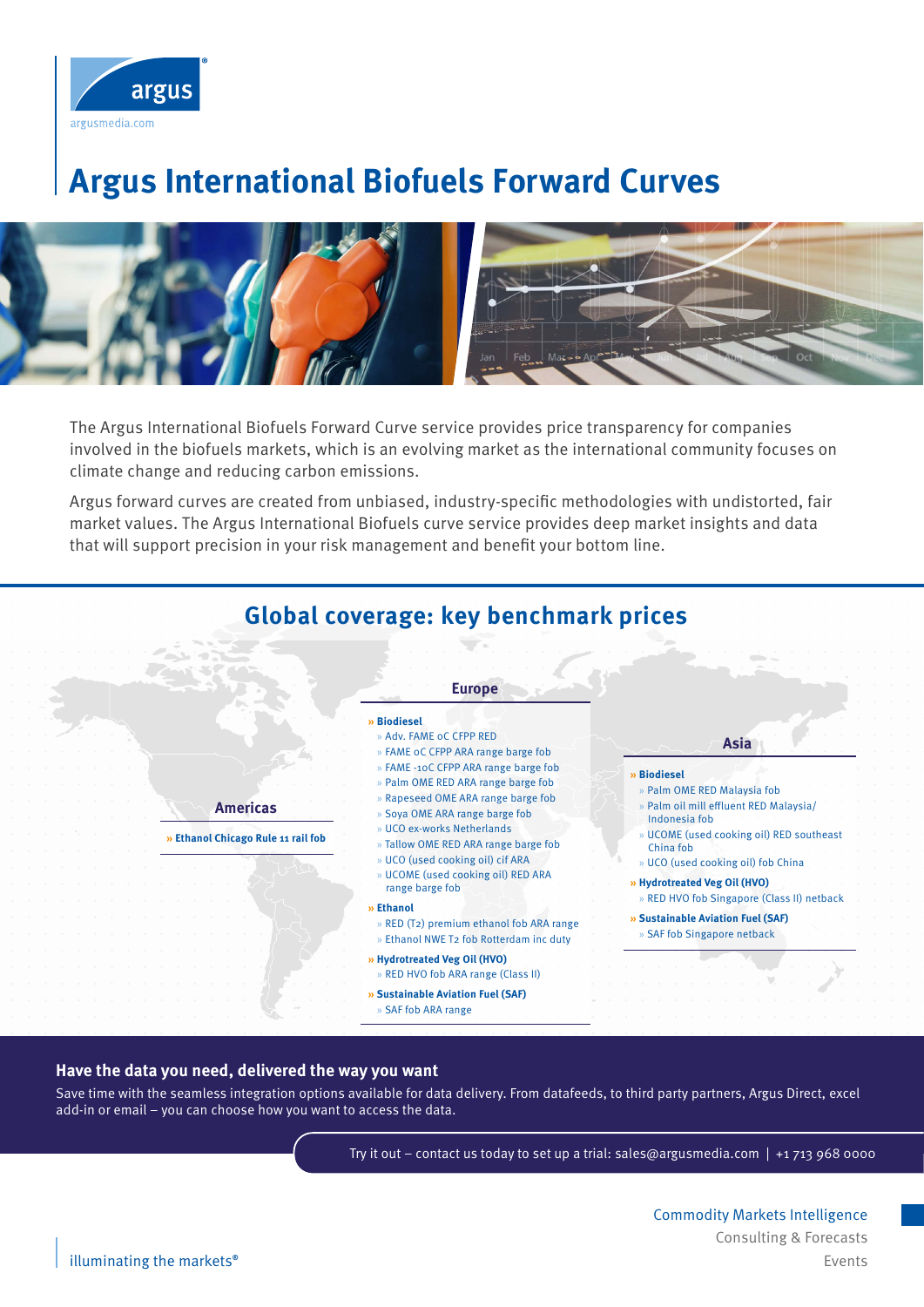# Argus International Biofuels Forward Curves

The Argus International Biofuels Forward Curve service provides price transparency for companies involved in the biofuels markets, which is an evolving market as the international community focuses on climate change and reducing carbon emissions.

Argus forward curves are created from unbiased, industry-specific methodologies with undistorted, fair market values. The Argus International Biofuels curve service provides deep market insights and data that will support precision in your risk management and benefit your bottom line.

## Global coverage: key benchmark prices

### Americas

- **Ethanol Chicago Rule 11 rail fob**

### Europe

- **Biodiesel**
  - Adv. FAME 0C CFPP RED
  - FAME 0C CFPP ARA range barge fob
  - FAME -10C CFPP ARA range barge fob
  - Palm OME RED ARA range barge fob
  - Rapeseed OME ARA range barge fob
  - Soya OME ARA range barge fob
  - UCO ex-works Netherlands
  - Tallow OME RED ARA range barge fob
  - UCO (used cooking oil) cif ARA
  - UCOME (used cooking oil) RED ARA range barge fob
- **Ethanol**
  - RED (T2) premium ethanol fob ARA range
  - Ethanol NWE T2 fob Rotterdam inc duty
- **Hydrotreated Veg Oil (HVO)**
  - RED HVO fob ARA range (Class II)
- **Sustainable Aviation Fuel (SAF)**
  - SAF fob ARA range

### Asia

- **Biodiesel**
  - Palm OME RED Malaysia fob
  - Palm oil mill effluent RED Malaysia/Indonesia fob
  - UCOME (used cooking oil) RED southeast China fob
  - UCO (used cooking oil) fob China
- **Hydrotreated Veg Oil (HVO)**
  - RED HVO fob Singapore (Class II) netback
- **Sustainable Aviation Fuel (SAF)**
  - SAF fob Singapore netback

## Have the data you need, delivered the way you want

Save time with the seamless integration options available for data delivery. From datafeeds, to third party partners, Argus Direct, excel add-in or email – you can choose how you want to access the data.

Try it out – contact us today to set up a trial: sales@argusmedia.com | +1 713 968 0000

Commodity Markets Intelligence
Consulting & Forecasts
Events

illuminating the markets®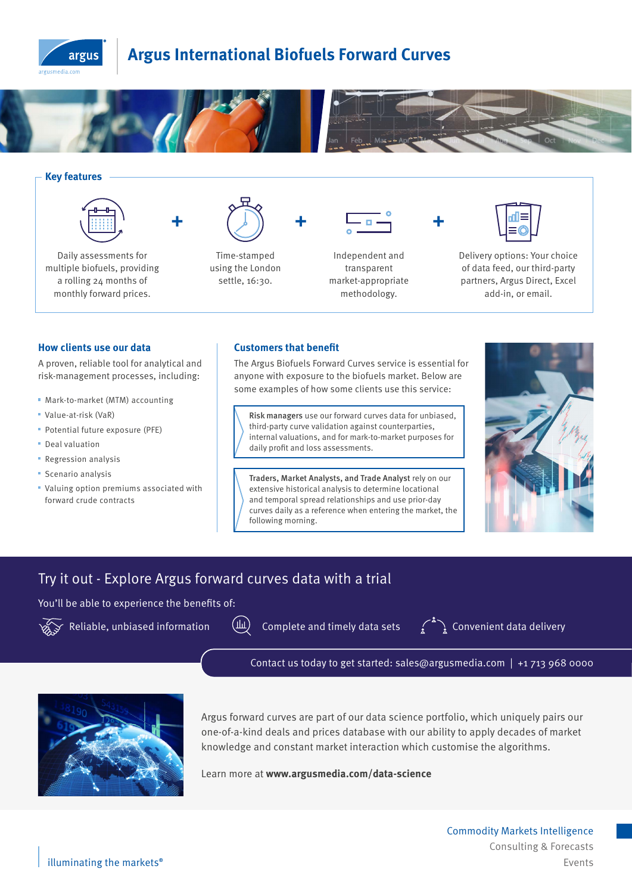# Argus International Biofuels Forward Curves

## Key features

Daily assessments for multiple biofuels, providing a rolling 24 months of monthly forward prices.

+

Time-stamped using the London settle, 16:30.

+

Independent and transparent market-appropriate methodology.

+

Delivery options: Your choice of data feed, our third-party partners, Argus Direct, Excel add-in, or email.

## How clients use our data

A proven, reliable tool for analytical and risk-management processes, including:

- Mark-to-market (MTM) accounting
- Value-at-risk (VaR)
- Potential future exposure (PFE)
- Deal valuation
- Regression analysis
- Scenario analysis
- Valuing option premiums associated with forward crude contracts

## Customers that benefit

The Argus Biofuels Forward Curves service is essential for anyone with exposure to the biofuels market. Below are some examples of how some clients use this service:

**Risk managers** use our forward curves data for unbiased, third-party curve validation against counterparties, internal valuations, and for mark-to-market purposes for daily profit and loss assessments.

**Traders, Market Analysts, and Trade Analyst** rely on our extensive historical analysis to determine locational and temporal spread relationships and use prior-day curves daily as a reference when entering the market, the following morning.

## Try it out - Explore Argus forward curves data with a trial

You'll be able to experience the benefits of:

- Reliable, unbiased information
- Complete and timely data sets
- Convenient data delivery

Contact us today to get started: sales@argusmedia.com | +1 713 968 0000

Argus forward curves are part of our data science portfolio, which uniquely pairs our one-of-a-kind deals and prices database with our ability to apply decades of market knowledge and constant market interaction which customise the algorithms.

Learn more at **www.argusmedia.com/data-science**

illuminating the markets®

Commodity Markets Intelligence
Consulting & Forecasts
Events